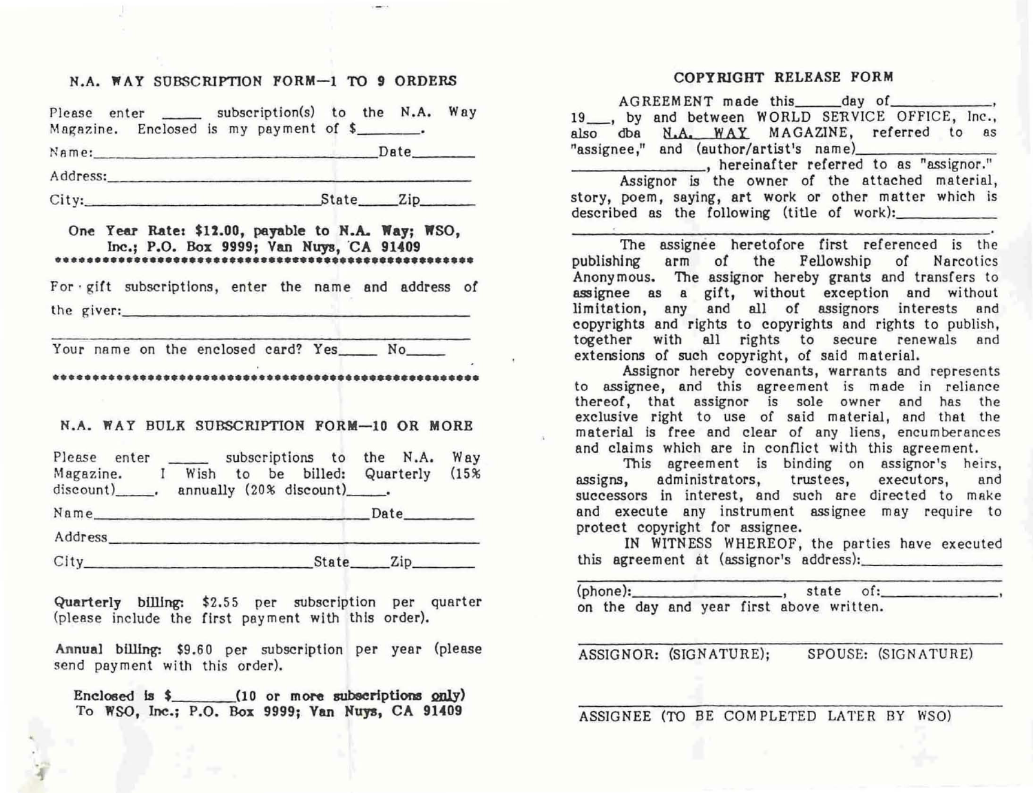## N.A. WAY SUBSCRIPTION FORM—1 TO 9 ORDERS

Please enter _____ subscription(s) to the N.A. Way Magazine. Enclosed is my payment of $________.

Name:_________________________________ Date________

Address:_________________________________________

City:__________________________ State_____ Zip_______

**One Year Rate: $12.00, payable to N.A. Way; WSO, Inc.; P.O. Box 9999; Van Nuys, CA 91409**

\*\*\*\*\*\*\*\*\*\*\*\*\*\*\*\*\*\*\*\*\*\*\*\*\*\*\*\*\*\*\*\*\*\*\*\*\*\*\*\*\*\*\*\*\*\*\*\*\*\*\*\*

For gift subscriptions, enter the name and address of the giver:_________________________________________

_________________________________________________

Your name on the enclosed card? Yes_____ No_____

\*\*\*\*\*\*\*\*\*\*\*\*\*\*\*\*\*\*\*\*\*\*\*\*\*\*\*\*\*\*\*\*\*\*\*\*\*\*\*\*\*\*\*\*\*\*\*\*\*\*\*\*

## N.A. WAY BULK SUBSCRIPTION FORM—10 OR MORE

Please enter _____ subscriptions to the N.A. Way Magazine. I Wish to be billed: Quarterly (15% discount)_____. annually (20% discount)_____.

Name_________________________________ Date_________

Address__________________________________________

City__________________________ State_____ Zip________

**Quarterly billing:** $2.55 per subscription per quarter (please include the first payment with this order).

**Annual billing:** $9.60 per subscription per year (please send payment with this order).

**Enclosed is $________(10 or more subscriptions only) To WSO, Inc.; P.O. Box 9999; Van Nuys, CA 91409**

## COPYRIGHT RELEASE FORM

AGREEMENT made this______day of_____________, 19___, by and between WORLD SERVICE OFFICE, Inc., also dba N.A. WAY MAGAZINE, referred to as "assignee," and (author/artist's name)________________ ________________, hereinafter referred to as "assignor."

Assignor is the owner of the attached material, story, poem, saying, art work or other matter which is described as the following (title of work):___________ _________________________________________.

The assignee heretofore first referenced is the publishing arm of the Fellowship of Narcotics Anonymous. The assignor hereby grants and transfers to assignee as a gift, without exception and without limitation, any and all of assignors interests and copyrights and rights to copyrights and rights to publish, together with all rights to secure renewals and extensions of such copyright, of said material.

Assignor hereby covenants, warrants and represents to assignee, and this agreement is made in reliance thereof, that assignor is sole owner and has the exclusive right to use of said material, and that the material is free and clear of any liens, encumberances and claims which are in conflict with this agreement.

This agreement is binding on assignor's heirs, assigns, administrators, trustees, executors, and successors in interest, and such are directed to make and execute any instrument assignee may require to protect copyright for assignee.

IN WITNESS WHEREOF, the parties have executed this agreement at (assignor's address):________________

_________________________________________________

(phone):_________________, state of:______________, on the day and year first above written.

_________________________________________________

ASSIGNOR: (SIGNATURE); SPOUSE: (SIGNATURE)

_________________________________________________

ASSIGNEE (TO BE COMPLETED LATER BY WSO)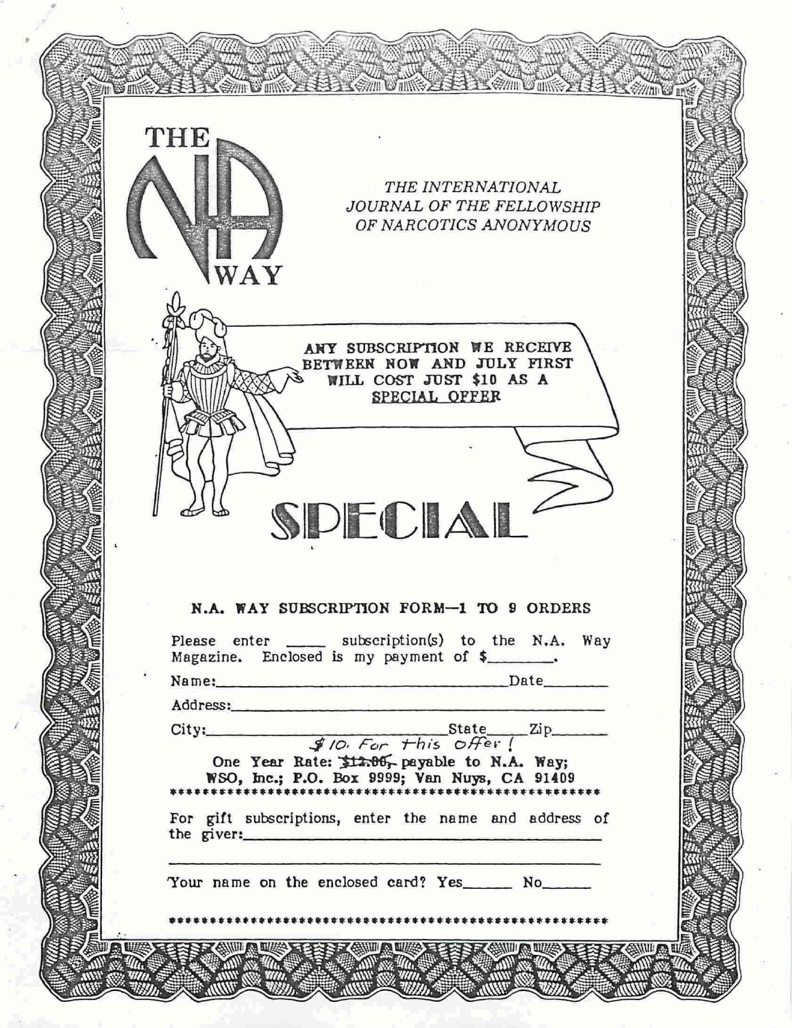# THE NA WAY

*THE INTERNATIONAL JOURNAL OF THE FELLOWSHIP OF NARCOTICS ANONYMOUS*

ANY SUBSCRIPTION WE RECEIVE BETWEEN NOW AND JULY FIRST WILL COST JUST $10 AS A SPECIAL OFFER

# SPECIAL

**N.A. WAY SUBSCRIPTION FORM—1 TO 9 ORDERS**

Please enter ____ subscription(s) to the N.A. Way Magazine. Enclosed is my payment of $________.

Name:________________________________ Date________

Address:____________________________________________

City:__________________________ State_____ Zip______

$10. For this offer!

One Year Rate: ~~$12.00,~~ payable to N.A. Way; WSO, Inc.; P.O. Box 9999; Van Nuys, CA 91409

\*\*\*\*\*\*\*\*\*\*\*\*\*\*\*\*\*\*\*\*\*\*\*\*\*\*\*\*\*\*\*\*\*\*\*\*\*\*\*\*\*\*\*\*\*\*\*\*\*\*\*\*

For gift subscriptions, enter the name and address of the giver:____________________________________

____________________________________________________

Your name on the enclosed card? Yes______ No______

\*\*\*\*\*\*\*\*\*\*\*\*\*\*\*\*\*\*\*\*\*\*\*\*\*\*\*\*\*\*\*\*\*\*\*\*\*\*\*\*\*\*\*\*\*\*\*\*\*\*\*\*